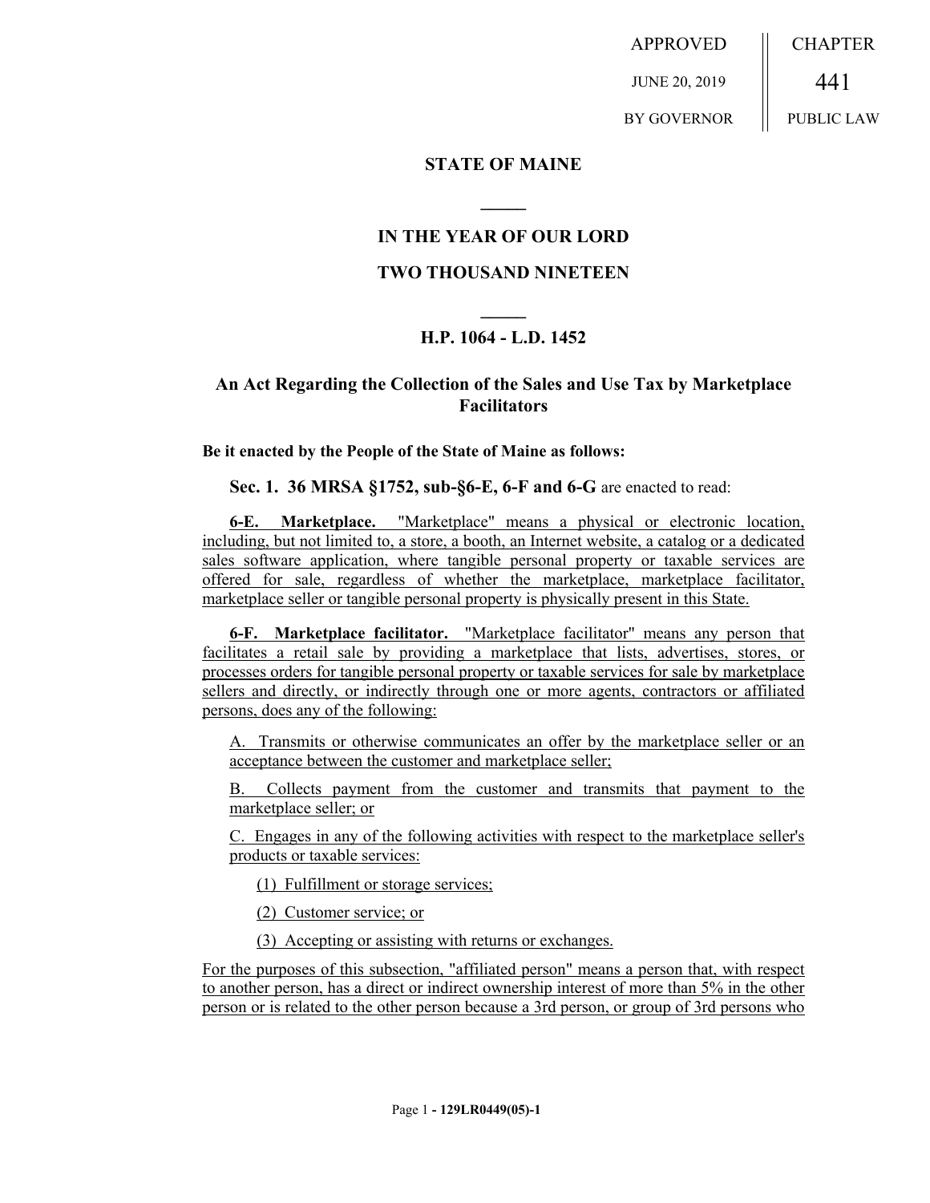APPROVED JUNE 20, 2019 BY GOVERNOR

CHAPTER 441 PUBLIC LAW

**STATE OF MAINE**

**IN THE YEAR OF OUR LORD**

**TWO THOUSAND NINETEEN**

**H.P. 1064 - L.D. 1452**

## An Act Regarding the Collection of the Sales and Use Tax by Marketplace Facilitators

**Be it enacted by the People of the State of Maine as follows:**

**Sec. 1. 36 MRSA §1752, sub-§6-E, 6-F and 6-G** are enacted to read:

**6-E. Marketplace.** "Marketplace" means a physical or electronic location, including, but not limited to, a store, a booth, an Internet website, a catalog or a dedicated sales software application, where tangible personal property or taxable services are offered for sale, regardless of whether the marketplace, marketplace facilitator, marketplace seller or tangible personal property is physically present in this State.

**6-F. Marketplace facilitator.** "Marketplace facilitator" means any person that facilitates a retail sale by providing a marketplace that lists, advertises, stores, or processes orders for tangible personal property or taxable services for sale by marketplace sellers and directly, or indirectly through one or more agents, contractors or affiliated persons, does any of the following:

A. Transmits or otherwise communicates an offer by the marketplace seller or an acceptance between the customer and marketplace seller;

B. Collects payment from the customer and transmits that payment to the marketplace seller; or

C. Engages in any of the following activities with respect to the marketplace seller's products or taxable services:

(1) Fulfillment or storage services;

(2) Customer service; or

(3) Accepting or assisting with returns or exchanges.

For the purposes of this subsection, "affiliated person" means a person that, with respect to another person, has a direct or indirect ownership interest of more than 5% in the other person or is related to the other person because a 3rd person, or group of 3rd persons who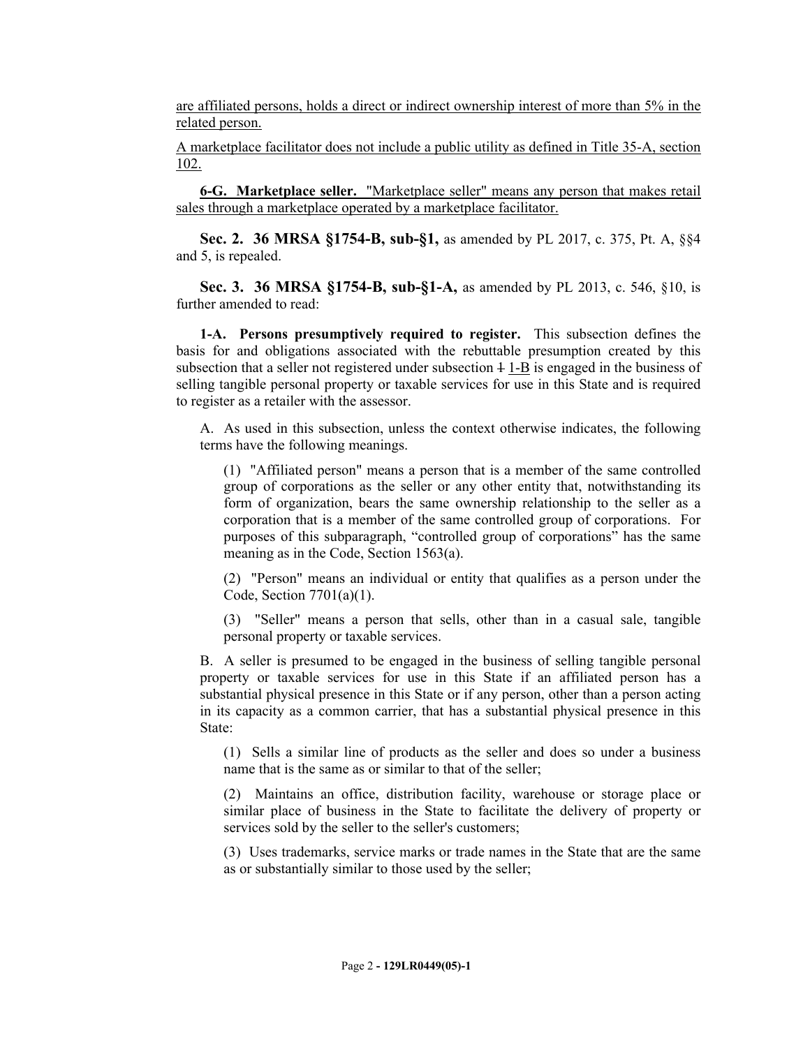are affiliated persons, holds a direct or indirect ownership interest of more than 5% in the related person.

A marketplace facilitator does not include a public utility as defined in Title 35-A, section 102.

**6-G. Marketplace seller.** "Marketplace seller" means any person that makes retail sales through a marketplace operated by a marketplace facilitator.

**Sec. 2. 36 MRSA §1754-B, sub-§1,** as amended by PL 2017, c. 375, Pt. A, §§4 and 5, is repealed.

**Sec. 3. 36 MRSA §1754-B, sub-§1-A,** as amended by PL 2013, c. 546, §10, is further amended to read:

**1-A. Persons presumptively required to register.** This subsection defines the basis for and obligations associated with the rebuttable presumption created by this subsection that a seller not registered under subsection ~~1~~ 1-B is engaged in the business of selling tangible personal property or taxable services for use in this State and is required to register as a retailer with the assessor.

A. As used in this subsection, unless the context otherwise indicates, the following terms have the following meanings.

(1) "Affiliated person" means a person that is a member of the same controlled group of corporations as the seller or any other entity that, notwithstanding its form of organization, bears the same ownership relationship to the seller as a corporation that is a member of the same controlled group of corporations. For purposes of this subparagraph, "controlled group of corporations" has the same meaning as in the Code, Section 1563(a).

(2) "Person" means an individual or entity that qualifies as a person under the Code, Section 7701(a)(1).

(3) "Seller" means a person that sells, other than in a casual sale, tangible personal property or taxable services.

B. A seller is presumed to be engaged in the business of selling tangible personal property or taxable services for use in this State if an affiliated person has a substantial physical presence in this State or if any person, other than a person acting in its capacity as a common carrier, that has a substantial physical presence in this State:

(1) Sells a similar line of products as the seller and does so under a business name that is the same as or similar to that of the seller;

(2) Maintains an office, distribution facility, warehouse or storage place or similar place of business in the State to facilitate the delivery of property or services sold by the seller to the seller's customers;

(3) Uses trademarks, service marks or trade names in the State that are the same as or substantially similar to those used by the seller;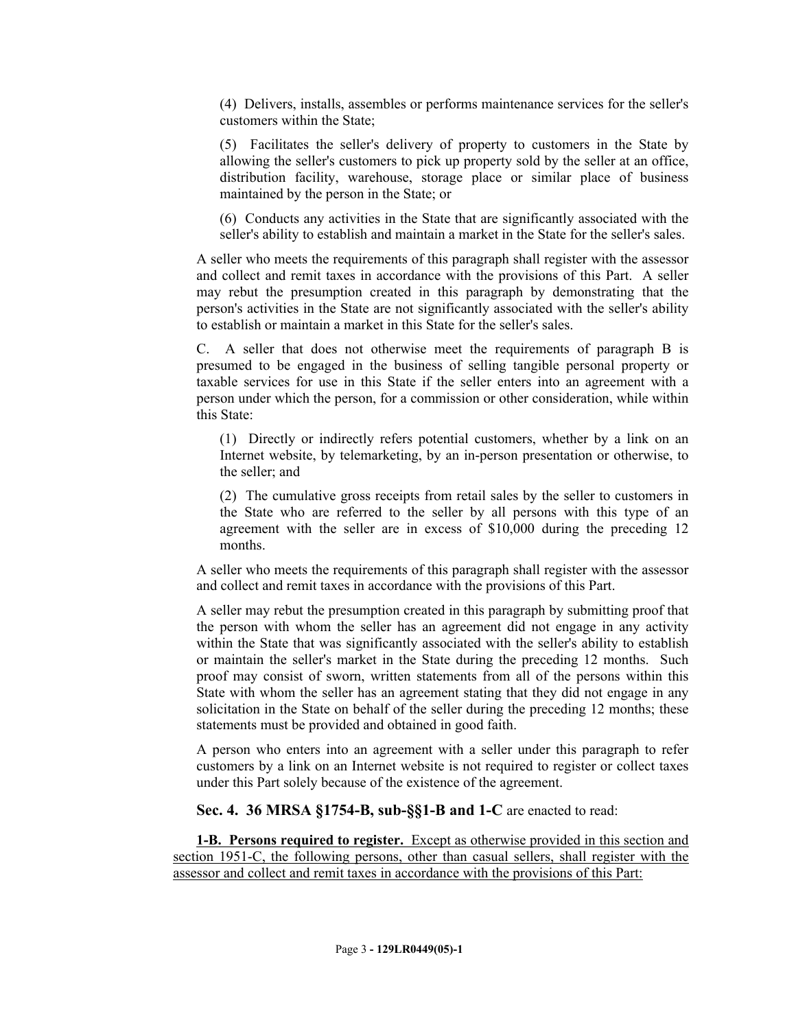(4) Delivers, installs, assembles or performs maintenance services for the seller's customers within the State;

(5) Facilitates the seller's delivery of property to customers in the State by allowing the seller's customers to pick up property sold by the seller at an office, distribution facility, warehouse, storage place or similar place of business maintained by the person in the State; or

(6) Conducts any activities in the State that are significantly associated with the seller's ability to establish and maintain a market in the State for the seller's sales.

A seller who meets the requirements of this paragraph shall register with the assessor and collect and remit taxes in accordance with the provisions of this Part. A seller may rebut the presumption created in this paragraph by demonstrating that the person's activities in the State are not significantly associated with the seller's ability to establish or maintain a market in this State for the seller's sales.

C. A seller that does not otherwise meet the requirements of paragraph B is presumed to be engaged in the business of selling tangible personal property or taxable services for use in this State if the seller enters into an agreement with a person under which the person, for a commission or other consideration, while within this State:

(1) Directly or indirectly refers potential customers, whether by a link on an Internet website, by telemarketing, by an in-person presentation or otherwise, to the seller; and

(2) The cumulative gross receipts from retail sales by the seller to customers in the State who are referred to the seller by all persons with this type of an agreement with the seller are in excess of $10,000 during the preceding 12 months.

A seller who meets the requirements of this paragraph shall register with the assessor and collect and remit taxes in accordance with the provisions of this Part.

A seller may rebut the presumption created in this paragraph by submitting proof that the person with whom the seller has an agreement did not engage in any activity within the State that was significantly associated with the seller's ability to establish or maintain the seller's market in the State during the preceding 12 months. Such proof may consist of sworn, written statements from all of the persons within this State with whom the seller has an agreement stating that they did not engage in any solicitation in the State on behalf of the seller during the preceding 12 months; these statements must be provided and obtained in good faith.

A person who enters into an agreement with a seller under this paragraph to refer customers by a link on an Internet website is not required to register or collect taxes under this Part solely because of the existence of the agreement.

**Sec. 4. 36 MRSA §1754-B, sub-§§1-B and 1-C** are enacted to read:

**1-B. Persons required to register.** Except as otherwise provided in this section and section 1951-C, the following persons, other than casual sellers, shall register with the assessor and collect and remit taxes in accordance with the provisions of this Part: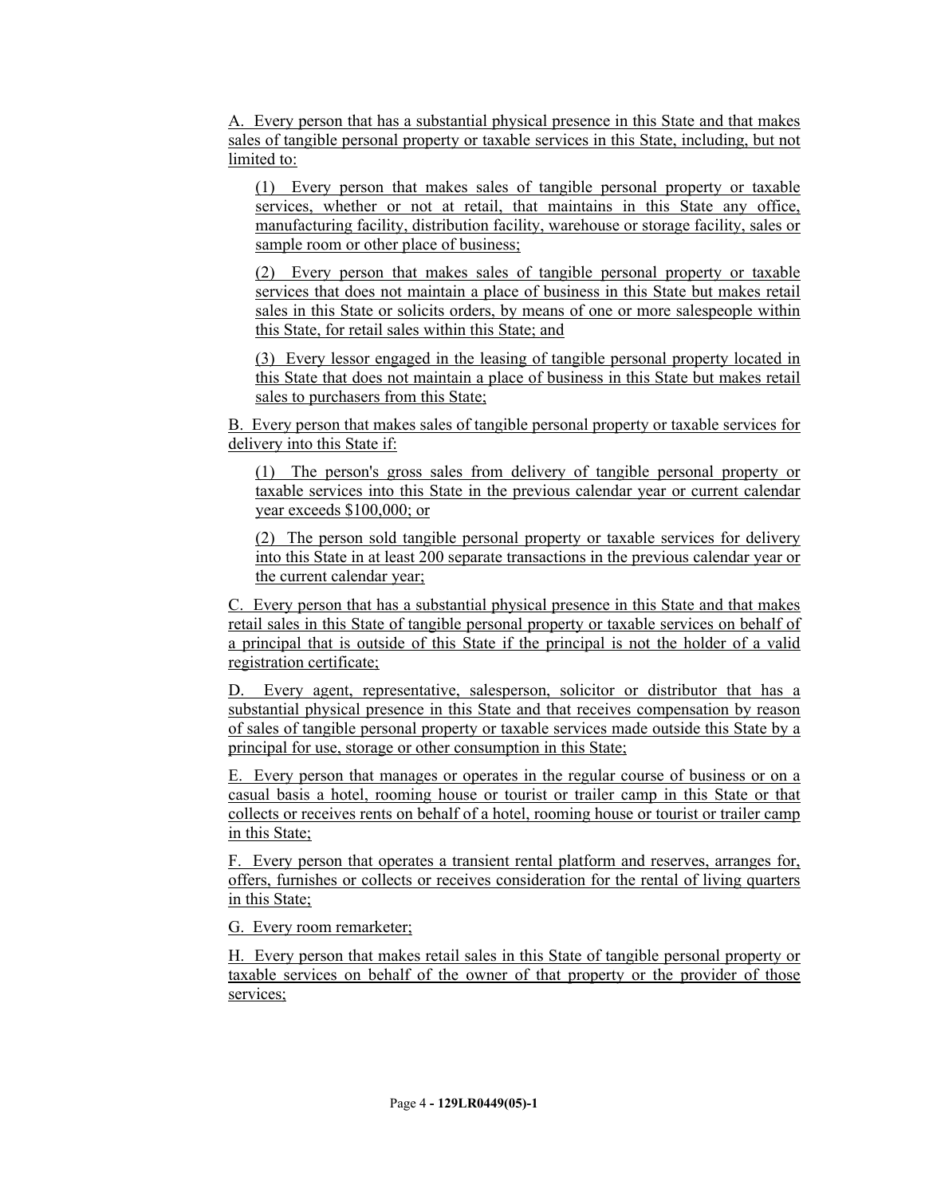A. Every person that has a substantial physical presence in this State and that makes sales of tangible personal property or taxable services in this State, including, but not limited to:

(1) Every person that makes sales of tangible personal property or taxable services, whether or not at retail, that maintains in this State any office, manufacturing facility, distribution facility, warehouse or storage facility, sales or sample room or other place of business;

(2) Every person that makes sales of tangible personal property or taxable services that does not maintain a place of business in this State but makes retail sales in this State or solicits orders, by means of one or more salespeople within this State, for retail sales within this State; and

(3) Every lessor engaged in the leasing of tangible personal property located in this State that does not maintain a place of business in this State but makes retail sales to purchasers from this State;

B. Every person that makes sales of tangible personal property or taxable services for delivery into this State if:

(1) The person's gross sales from delivery of tangible personal property or taxable services into this State in the previous calendar year or current calendar year exceeds $100,000; or

(2) The person sold tangible personal property or taxable services for delivery into this State in at least 200 separate transactions in the previous calendar year or the current calendar year;

C. Every person that has a substantial physical presence in this State and that makes retail sales in this State of tangible personal property or taxable services on behalf of a principal that is outside of this State if the principal is not the holder of a valid registration certificate;

D. Every agent, representative, salesperson, solicitor or distributor that has a substantial physical presence in this State and that receives compensation by reason of sales of tangible personal property or taxable services made outside this State by a principal for use, storage or other consumption in this State;

E. Every person that manages or operates in the regular course of business or on a casual basis a hotel, rooming house or tourist or trailer camp in this State or that collects or receives rents on behalf of a hotel, rooming house or tourist or trailer camp in this State;

F. Every person that operates a transient rental platform and reserves, arranges for, offers, furnishes or collects or receives consideration for the rental of living quarters in this State;

G. Every room remarketer;

H. Every person that makes retail sales in this State of tangible personal property or taxable services on behalf of the owner of that property or the provider of those services;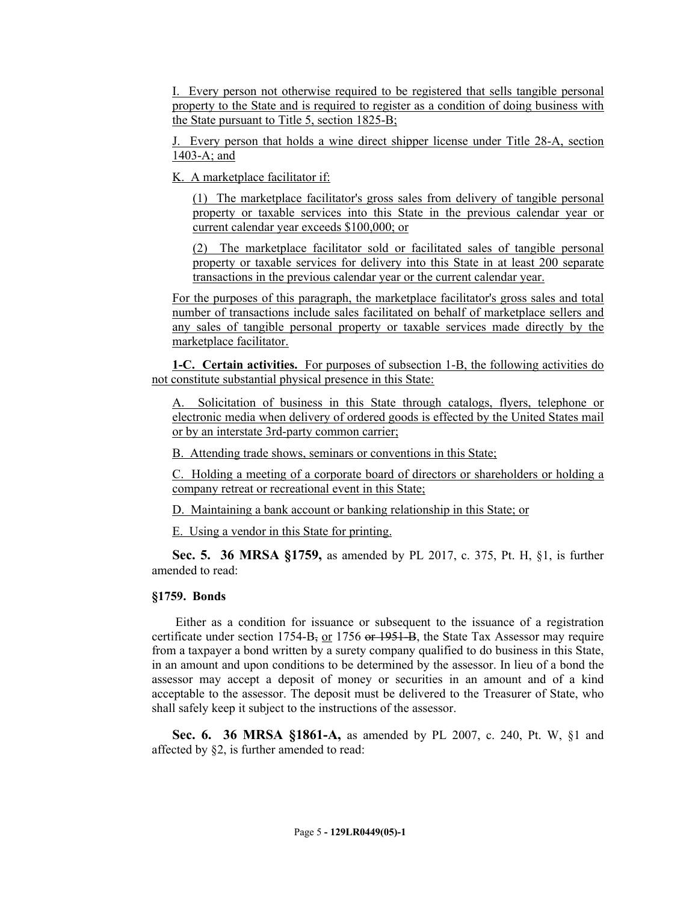I. Every person not otherwise required to be registered that sells tangible personal property to the State and is required to register as a condition of doing business with the State pursuant to Title 5, section 1825-B;

J. Every person that holds a wine direct shipper license under Title 28-A, section 1403-A; and

K. A marketplace facilitator if:

(1) The marketplace facilitator's gross sales from delivery of tangible personal property or taxable services into this State in the previous calendar year or current calendar year exceeds $100,000; or

(2) The marketplace facilitator sold or facilitated sales of tangible personal property or taxable services for delivery into this State in at least 200 separate transactions in the previous calendar year or the current calendar year.

For the purposes of this paragraph, the marketplace facilitator's gross sales and total number of transactions include sales facilitated on behalf of marketplace sellers and any sales of tangible personal property or taxable services made directly by the marketplace facilitator.

**1-C. Certain activities.** For purposes of subsection 1-B, the following activities do not constitute substantial physical presence in this State:

A. Solicitation of business in this State through catalogs, flyers, telephone or electronic media when delivery of ordered goods is effected by the United States mail or by an interstate 3rd-party common carrier;

B. Attending trade shows, seminars or conventions in this State;

C. Holding a meeting of a corporate board of directors or shareholders or holding a company retreat or recreational event in this State;

D. Maintaining a bank account or banking relationship in this State; or

E. Using a vendor in this State for printing.

**Sec. 5. 36 MRSA §1759,** as amended by PL 2017, c. 375, Pt. H, §1, is further amended to read:

**§1759. Bonds**

Either as a condition for issuance or subsequent to the issuance of a registration certificate under section 1754-B, or 1756 ~~or 1951-B~~, the State Tax Assessor may require from a taxpayer a bond written by a surety company qualified to do business in this State, in an amount and upon conditions to be determined by the assessor. In lieu of a bond the assessor may accept a deposit of money or securities in an amount and of a kind acceptable to the assessor. The deposit must be delivered to the Treasurer of State, who shall safely keep it subject to the instructions of the assessor.

**Sec. 6. 36 MRSA §1861-A,** as amended by PL 2007, c. 240, Pt. W, §1 and affected by §2, is further amended to read: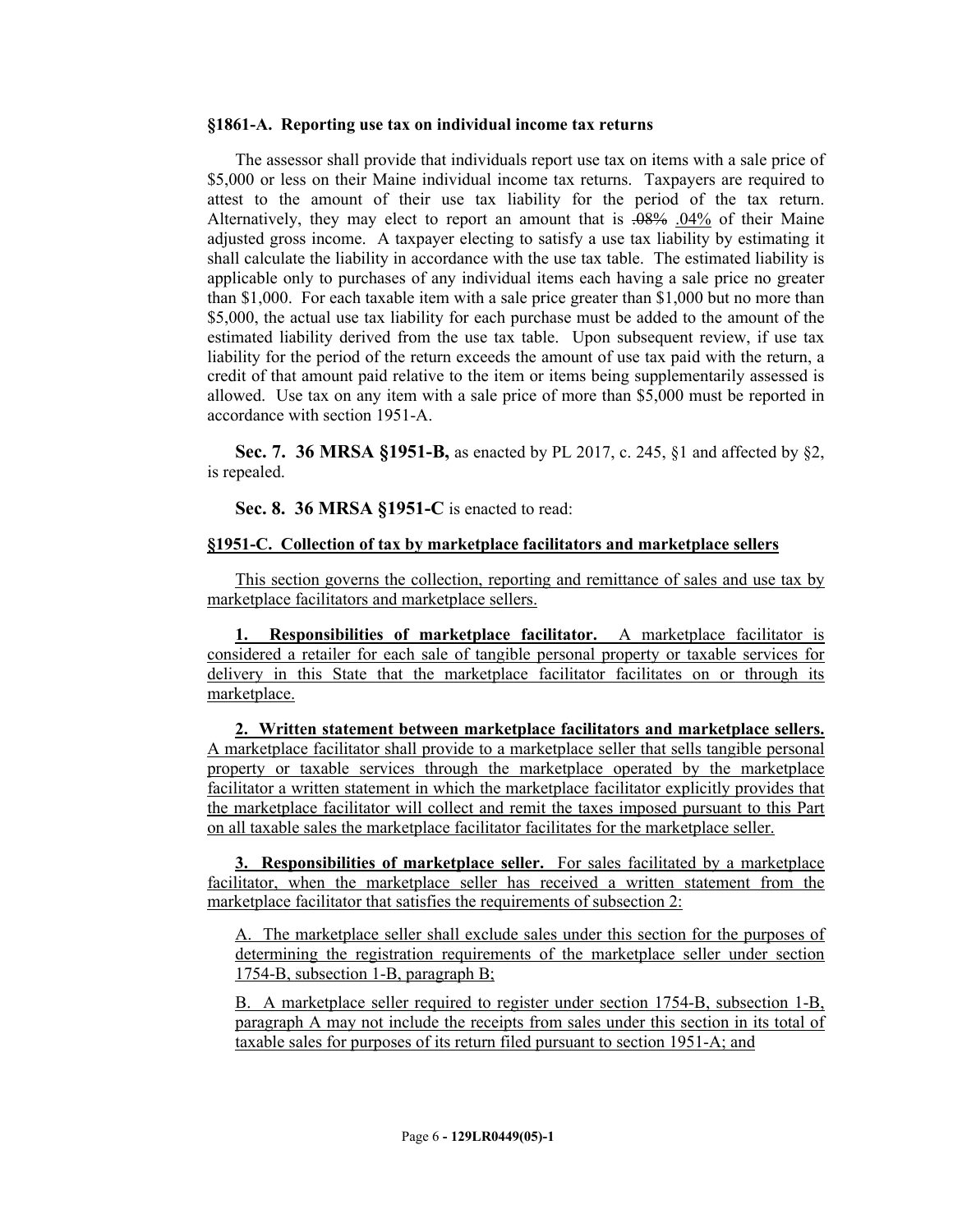**§1861-A. Reporting use tax on individual income tax returns**

The assessor shall provide that individuals report use tax on items with a sale price of $5,000 or less on their Maine individual income tax returns. Taxpayers are required to attest to the amount of their use tax liability for the period of the tax return. Alternatively, they may elect to report an amount that is ~~.08%~~ .04% of their Maine adjusted gross income. A taxpayer electing to satisfy a use tax liability by estimating it shall calculate the liability in accordance with the use tax table. The estimated liability is applicable only to purchases of any individual items each having a sale price no greater than $1,000. For each taxable item with a sale price greater than $1,000 but no more than $5,000, the actual use tax liability for each purchase must be added to the amount of the estimated liability derived from the use tax table. Upon subsequent review, if use tax liability for the period of the return exceeds the amount of use tax paid with the return, a credit of that amount paid relative to the item or items being supplementarily assessed is allowed. Use tax on any item with a sale price of more than $5,000 must be reported in accordance with section 1951-A.

**Sec. 7. 36 MRSA §1951-B,** as enacted by PL 2017, c. 245, §1 and affected by §2, is repealed.

**Sec. 8. 36 MRSA §1951-C** is enacted to read:

**§1951-C. Collection of tax by marketplace facilitators and marketplace sellers**

This section governs the collection, reporting and remittance of sales and use tax by marketplace facilitators and marketplace sellers.

**1. Responsibilities of marketplace facilitator.** A marketplace facilitator is considered a retailer for each sale of tangible personal property or taxable services for delivery in this State that the marketplace facilitator facilitates on or through its marketplace.

**2. Written statement between marketplace facilitators and marketplace sellers.** A marketplace facilitator shall provide to a marketplace seller that sells tangible personal property or taxable services through the marketplace operated by the marketplace facilitator a written statement in which the marketplace facilitator explicitly provides that the marketplace facilitator will collect and remit the taxes imposed pursuant to this Part on all taxable sales the marketplace facilitator facilitates for the marketplace seller.

**3. Responsibilities of marketplace seller.** For sales facilitated by a marketplace facilitator, when the marketplace seller has received a written statement from the marketplace facilitator that satisfies the requirements of subsection 2:

A. The marketplace seller shall exclude sales under this section for the purposes of determining the registration requirements of the marketplace seller under section 1754-B, subsection 1-B, paragraph B;

B. A marketplace seller required to register under section 1754-B, subsection 1-B, paragraph A may not include the receipts from sales under this section in its total of taxable sales for purposes of its return filed pursuant to section 1951-A; and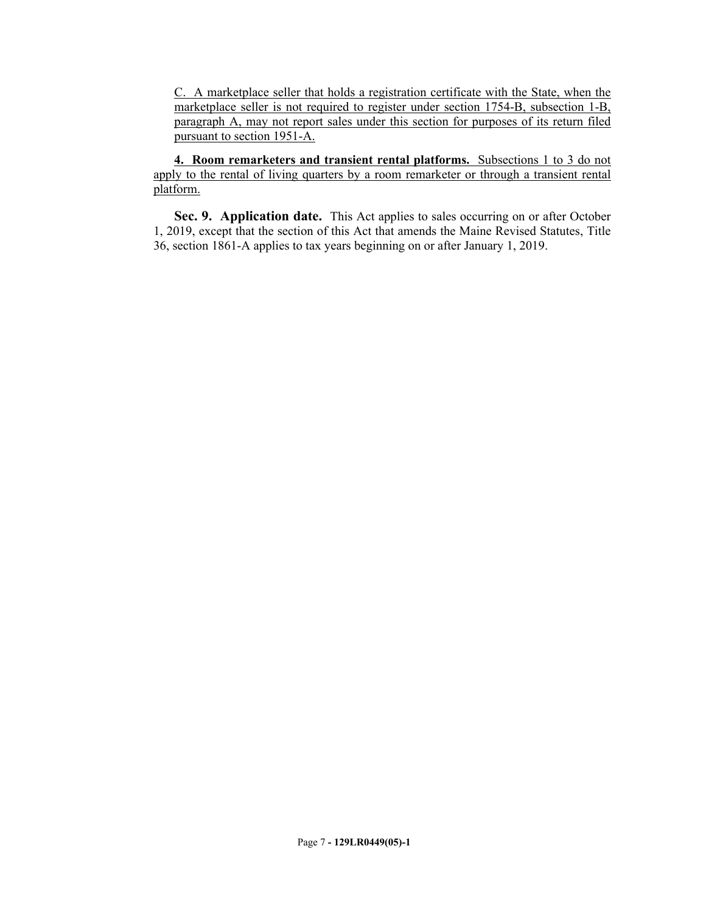C. A marketplace seller that holds a registration certificate with the State, when the marketplace seller is not required to register under section 1754-B, subsection 1-B, paragraph A, may not report sales under this section for purposes of its return filed pursuant to section 1951-A.

**4. Room remarketers and transient rental platforms.** Subsections 1 to 3 do not apply to the rental of living quarters by a room remarketer or through a transient rental platform.

**Sec. 9. Application date.** This Act applies to sales occurring on or after October 1, 2019, except that the section of this Act that amends the Maine Revised Statutes, Title 36, section 1861-A applies to tax years beginning on or after January 1, 2019.